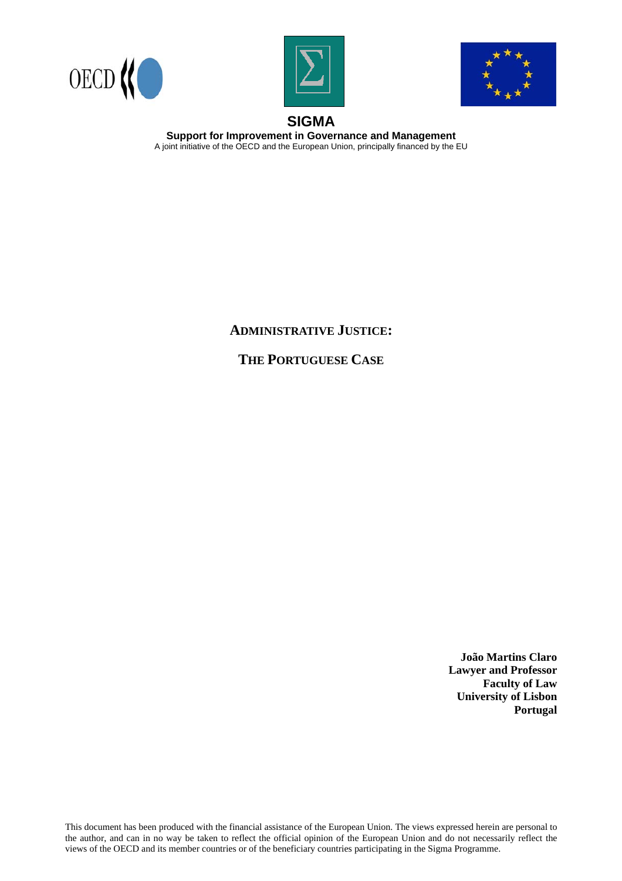**SIGMA**

**Support for Improvement in Governance and Management**

A joint initiative of the OECD and the European Union, principally financed by the EU

# ADMINISTRATIVE JUSTICE:

# THE PORTUGUESE CASE

**João Martins Claro**
**Lawyer and Professor**
**Faculty of Law**
**University of Lisbon**
**Portugal**

This document has been produced with the financial assistance of the European Union. The views expressed herein are personal to the author, and can in no way be taken to reflect the official opinion of the European Union and do not necessarily reflect the views of the OECD and its member countries or of the beneficiary countries participating in the Sigma Programme.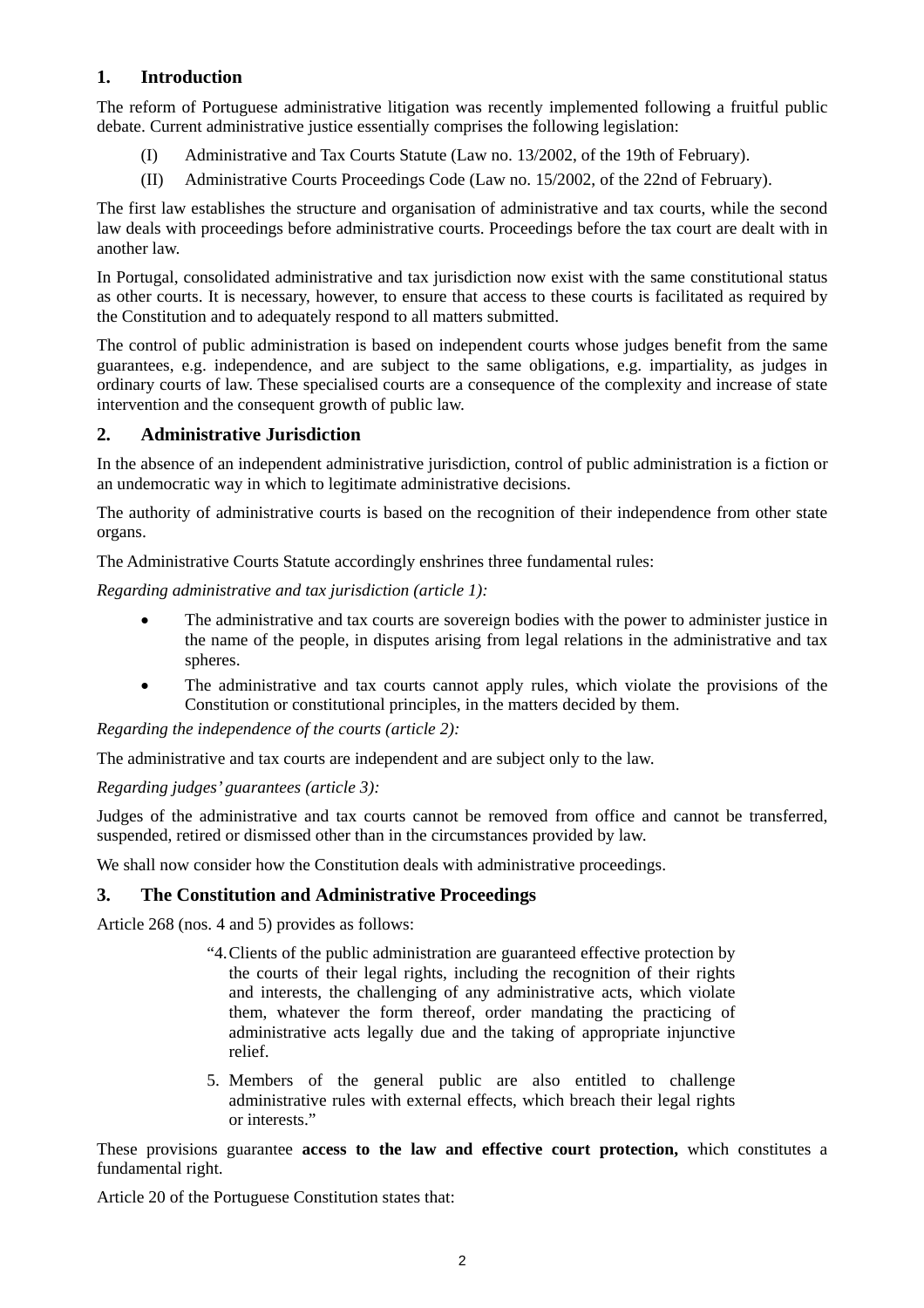## 1. Introduction

The reform of Portuguese administrative litigation was recently implemented following a fruitful public debate. Current administrative justice essentially comprises the following legislation:

(I) Administrative and Tax Courts Statute (Law no. 13/2002, of the 19th of February).

(II) Administrative Courts Proceedings Code (Law no. 15/2002, of the 22nd of February).

The first law establishes the structure and organisation of administrative and tax courts, while the second law deals with proceedings before administrative courts. Proceedings before the tax court are dealt with in another law.

In Portugal, consolidated administrative and tax jurisdiction now exist with the same constitutional status as other courts. It is necessary, however, to ensure that access to these courts is facilitated as required by the Constitution and to adequately respond to all matters submitted.

The control of public administration is based on independent courts whose judges benefit from the same guarantees, e.g. independence, and are subject to the same obligations, e.g. impartiality, as judges in ordinary courts of law. These specialised courts are a consequence of the complexity and increase of state intervention and the consequent growth of public law.

## 2. Administrative Jurisdiction

In the absence of an independent administrative jurisdiction, control of public administration is a fiction or an undemocratic way in which to legitimate administrative decisions.

The authority of administrative courts is based on the recognition of their independence from other state organs.

The Administrative Courts Statute accordingly enshrines three fundamental rules:

*Regarding administrative and tax jurisdiction (article 1):*

- The administrative and tax courts are sovereign bodies with the power to administer justice in the name of the people, in disputes arising from legal relations in the administrative and tax spheres.
- The administrative and tax courts cannot apply rules, which violate the provisions of the Constitution or constitutional principles, in the matters decided by them.

*Regarding the independence of the courts (article 2):*

The administrative and tax courts are independent and are subject only to the law.

*Regarding judges' guarantees (article 3):*

Judges of the administrative and tax courts cannot be removed from office and cannot be transferred, suspended, retired or dismissed other than in the circumstances provided by law.

We shall now consider how the Constitution deals with administrative proceedings.

## 3. The Constitution and Administrative Proceedings

Article 268 (nos. 4 and 5) provides as follows:

> "4. Clients of the public administration are guaranteed effective protection by the courts of their legal rights, including the recognition of their rights and interests, the challenging of any administrative acts, which violate them, whatever the form thereof, order mandating the practicing of administrative acts legally due and the taking of appropriate injunctive relief.
>
> 5. Members of the general public are also entitled to challenge administrative rules with external effects, which breach their legal rights or interests."

These provisions guarantee **access to the law and effective court protection,** which constitutes a fundamental right.

Article 20 of the Portuguese Constitution states that: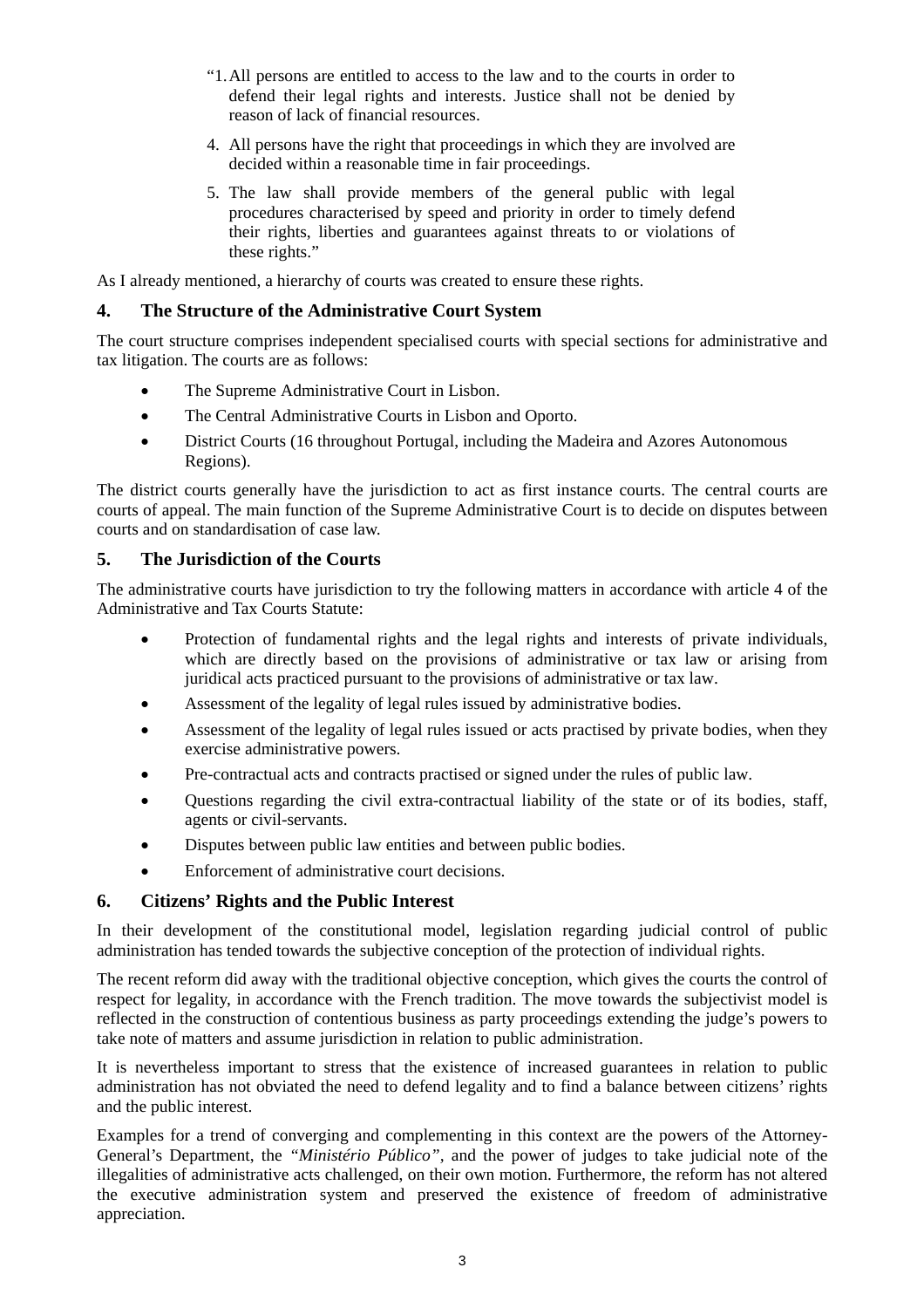> "1. All persons are entitled to access to the law and to the courts in order to defend their legal rights and interests. Justice shall not be denied by reason of lack of financial resources.
>
> 4. All persons have the right that proceedings in which they are involved are decided within a reasonable time in fair proceedings.
>
> 5. The law shall provide members of the general public with legal procedures characterised by speed and priority in order to timely defend their rights, liberties and guarantees against threats to or violations of these rights."

As I already mentioned, a hierarchy of courts was created to ensure these rights.

## 4. The Structure of the Administrative Court System

The court structure comprises independent specialised courts with special sections for administrative and tax litigation. The courts are as follows:

- The Supreme Administrative Court in Lisbon.
- The Central Administrative Courts in Lisbon and Oporto.
- District Courts (16 throughout Portugal, including the Madeira and Azores Autonomous Regions).

The district courts generally have the jurisdiction to act as first instance courts. The central courts are courts of appeal. The main function of the Supreme Administrative Court is to decide on disputes between courts and on standardisation of case law.

## 5. The Jurisdiction of the Courts

The administrative courts have jurisdiction to try the following matters in accordance with article 4 of the Administrative and Tax Courts Statute:

- Protection of fundamental rights and the legal rights and interests of private individuals, which are directly based on the provisions of administrative or tax law or arising from juridical acts practiced pursuant to the provisions of administrative or tax law.
- Assessment of the legality of legal rules issued by administrative bodies.
- Assessment of the legality of legal rules issued or acts practised by private bodies, when they exercise administrative powers.
- Pre-contractual acts and contracts practised or signed under the rules of public law.
- Questions regarding the civil extra-contractual liability of the state or of its bodies, staff, agents or civil-servants.
- Disputes between public law entities and between public bodies.
- Enforcement of administrative court decisions.

## 6. Citizens' Rights and the Public Interest

In their development of the constitutional model, legislation regarding judicial control of public administration has tended towards the subjective conception of the protection of individual rights.

The recent reform did away with the traditional objective conception, which gives the courts the control of respect for legality, in accordance with the French tradition. The move towards the subjectivist model is reflected in the construction of contentious business as party proceedings extending the judge's powers to take note of matters and assume jurisdiction in relation to public administration.

It is nevertheless important to stress that the existence of increased guarantees in relation to public administration has not obviated the need to defend legality and to find a balance between citizens' rights and the public interest.

Examples for a trend of converging and complementing in this context are the powers of the Attorney-General's Department, the *"Ministério Público"*, and the power of judges to take judicial note of the illegalities of administrative acts challenged, on their own motion. Furthermore, the reform has not altered the executive administration system and preserved the existence of freedom of administrative appreciation.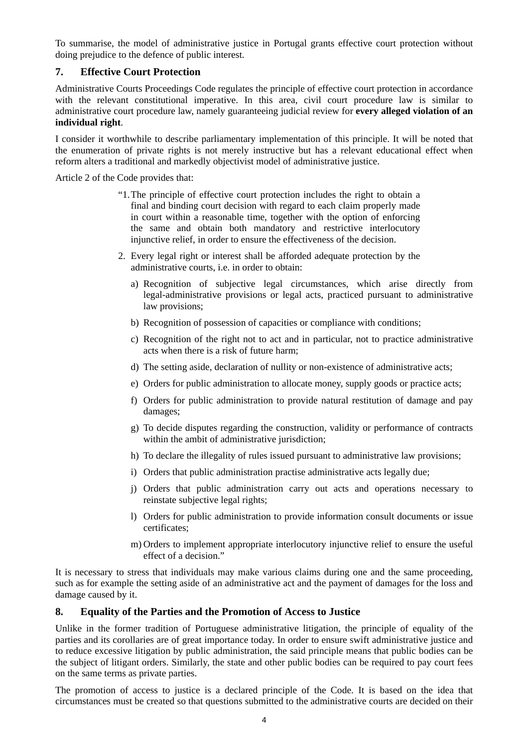To summarise, the model of administrative justice in Portugal grants effective court protection without doing prejudice to the defence of public interest.

## 7. Effective Court Protection

Administrative Courts Proceedings Code regulates the principle of effective court protection in accordance with the relevant constitutional imperative. In this area, civil court procedure law is similar to administrative court procedure law, namely guaranteeing judicial review for **every alleged violation of an individual right**.

I consider it worthwhile to describe parliamentary implementation of this principle. It will be noted that the enumeration of private rights is not merely instructive but has a relevant educational effect when reform alters a traditional and markedly objectivist model of administrative justice.

Article 2 of the Code provides that:

> "1. The principle of effective court protection includes the right to obtain a final and binding court decision with regard to each claim properly made in court within a reasonable time, together with the option of enforcing the same and obtain both mandatory and restrictive interlocutory injunctive relief, in order to ensure the effectiveness of the decision.
>
> 2. Every legal right or interest shall be afforded adequate protection by the administrative courts, i.e. in order to obtain:
>
> a) Recognition of subjective legal circumstances, which arise directly from legal-administrative provisions or legal acts, practiced pursuant to administrative law provisions;
>
> b) Recognition of possession of capacities or compliance with conditions;
>
> c) Recognition of the right not to act and in particular, not to practice administrative acts when there is a risk of future harm;
>
> d) The setting aside, declaration of nullity or non-existence of administrative acts;
>
> e) Orders for public administration to allocate money, supply goods or practice acts;
>
> f) Orders for public administration to provide natural restitution of damage and pay damages;
>
> g) To decide disputes regarding the construction, validity or performance of contracts within the ambit of administrative jurisdiction;
>
> h) To declare the illegality of rules issued pursuant to administrative law provisions;
>
> i) Orders that public administration practise administrative acts legally due;
>
> j) Orders that public administration carry out acts and operations necessary to reinstate subjective legal rights;
>
> l) Orders for public administration to provide information consult documents or issue certificates;
>
> m) Orders to implement appropriate interlocutory injunctive relief to ensure the useful effect of a decision."

It is necessary to stress that individuals may make various claims during one and the same proceeding, such as for example the setting aside of an administrative act and the payment of damages for the loss and damage caused by it.

## 8. Equality of the Parties and the Promotion of Access to Justice

Unlike in the former tradition of Portuguese administrative litigation, the principle of equality of the parties and its corollaries are of great importance today. In order to ensure swift administrative justice and to reduce excessive litigation by public administration, the said principle means that public bodies can be the subject of litigant orders. Similarly, the state and other public bodies can be required to pay court fees on the same terms as private parties.

The promotion of access to justice is a declared principle of the Code. It is based on the idea that circumstances must be created so that questions submitted to the administrative courts are decided on their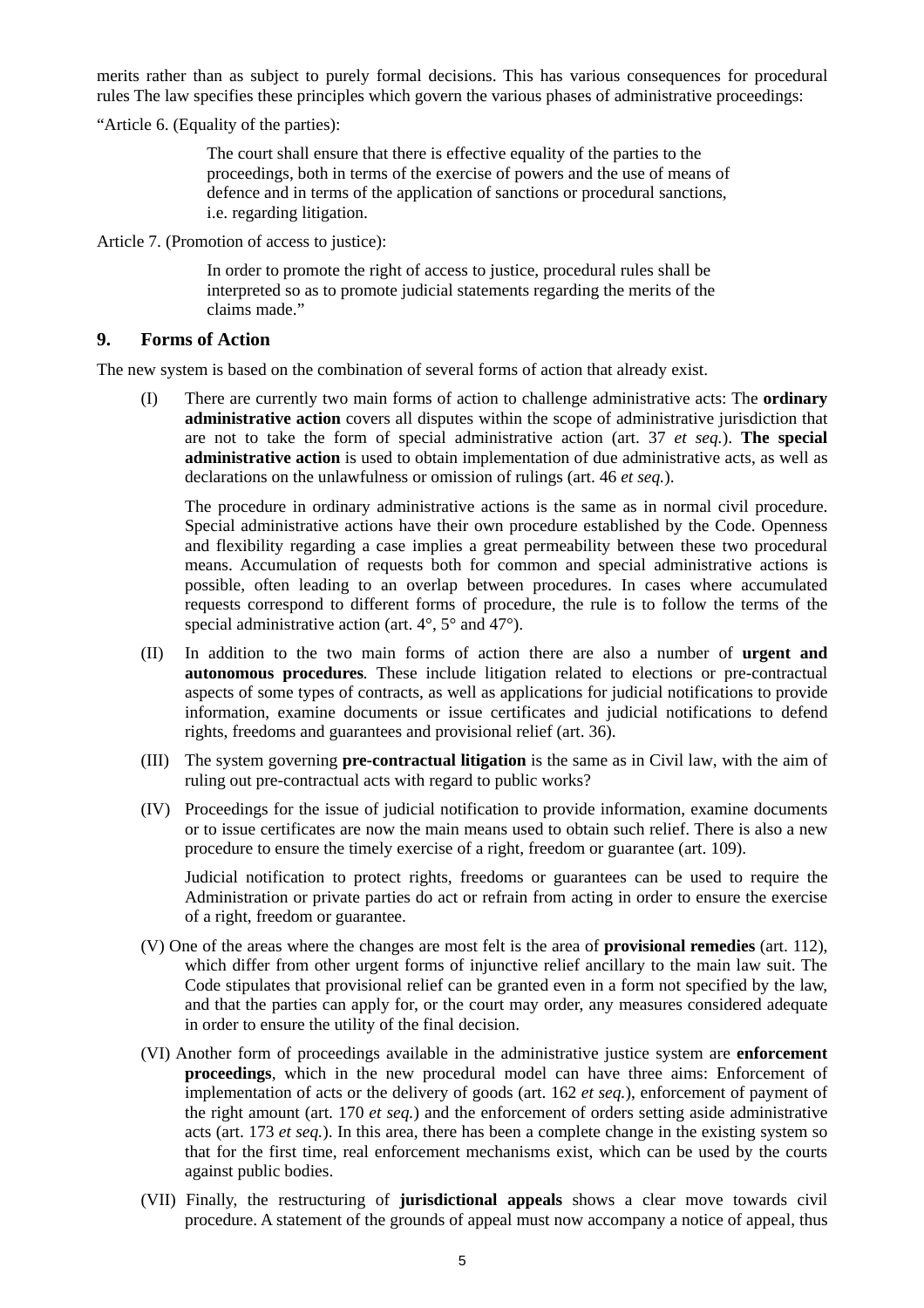merits rather than as subject to purely formal decisions. This has various consequences for procedural rules The law specifies these principles which govern the various phases of administrative proceedings:

"Article 6. (Equality of the parties):

> The court shall ensure that there is effective equality of the parties to the proceedings, both in terms of the exercise of powers and the use of means of defence and in terms of the application of sanctions or procedural sanctions, i.e. regarding litigation.

Article 7. (Promotion of access to justice):

> In order to promote the right of access to justice, procedural rules shall be interpreted so as to promote judicial statements regarding the merits of the claims made."

## 9. Forms of Action

The new system is based on the combination of several forms of action that already exist.

(I) There are currently two main forms of action to challenge administrative acts: The **ordinary administrative action** covers all disputes within the scope of administrative jurisdiction that are not to take the form of special administrative action (art. 37 *et seq.*). **The special administrative action** is used to obtain implementation of due administrative acts, as well as declarations on the unlawfulness or omission of rulings (art. 46 *et seq.*).

The procedure in ordinary administrative actions is the same as in normal civil procedure. Special administrative actions have their own procedure established by the Code. Openness and flexibility regarding a case implies a great permeability between these two procedural means. Accumulation of requests both for common and special administrative actions is possible, often leading to an overlap between procedures. In cases where accumulated requests correspond to different forms of procedure, the rule is to follow the terms of the special administrative action (art. 4°, 5° and 47°).

(II) In addition to the two main forms of action there are also a number of **urgent and autonomous procedures***.* These include litigation related to elections or pre-contractual aspects of some types of contracts, as well as applications for judicial notifications to provide information, examine documents or issue certificates and judicial notifications to defend rights, freedoms and guarantees and provisional relief (art. 36).

(III) The system governing **pre-contractual litigation** is the same as in Civil law, with the aim of ruling out pre-contractual acts with regard to public works?

(IV) Proceedings for the issue of judicial notification to provide information, examine documents or to issue certificates are now the main means used to obtain such relief. There is also a new procedure to ensure the timely exercise of a right, freedom or guarantee (art. 109).

Judicial notification to protect rights, freedoms or guarantees can be used to require the Administration or private parties do act or refrain from acting in order to ensure the exercise of a right, freedom or guarantee.

(V) One of the areas where the changes are most felt is the area of **provisional remedies** (art. 112), which differ from other urgent forms of injunctive relief ancillary to the main law suit. The Code stipulates that provisional relief can be granted even in a form not specified by the law, and that the parties can apply for, or the court may order, any measures considered adequate in order to ensure the utility of the final decision.

(VI) Another form of proceedings available in the administrative justice system are **enforcement proceedings**, which in the new procedural model can have three aims: Enforcement of implementation of acts or the delivery of goods (art. 162 *et seq.*), enforcement of payment of the right amount (art. 170 *et seq.*) and the enforcement of orders setting aside administrative acts (art. 173 *et seq.*). In this area, there has been a complete change in the existing system so that for the first time, real enforcement mechanisms exist, which can be used by the courts against public bodies.

(VII) Finally, the restructuring of **jurisdictional appeals** shows a clear move towards civil procedure. A statement of the grounds of appeal must now accompany a notice of appeal, thus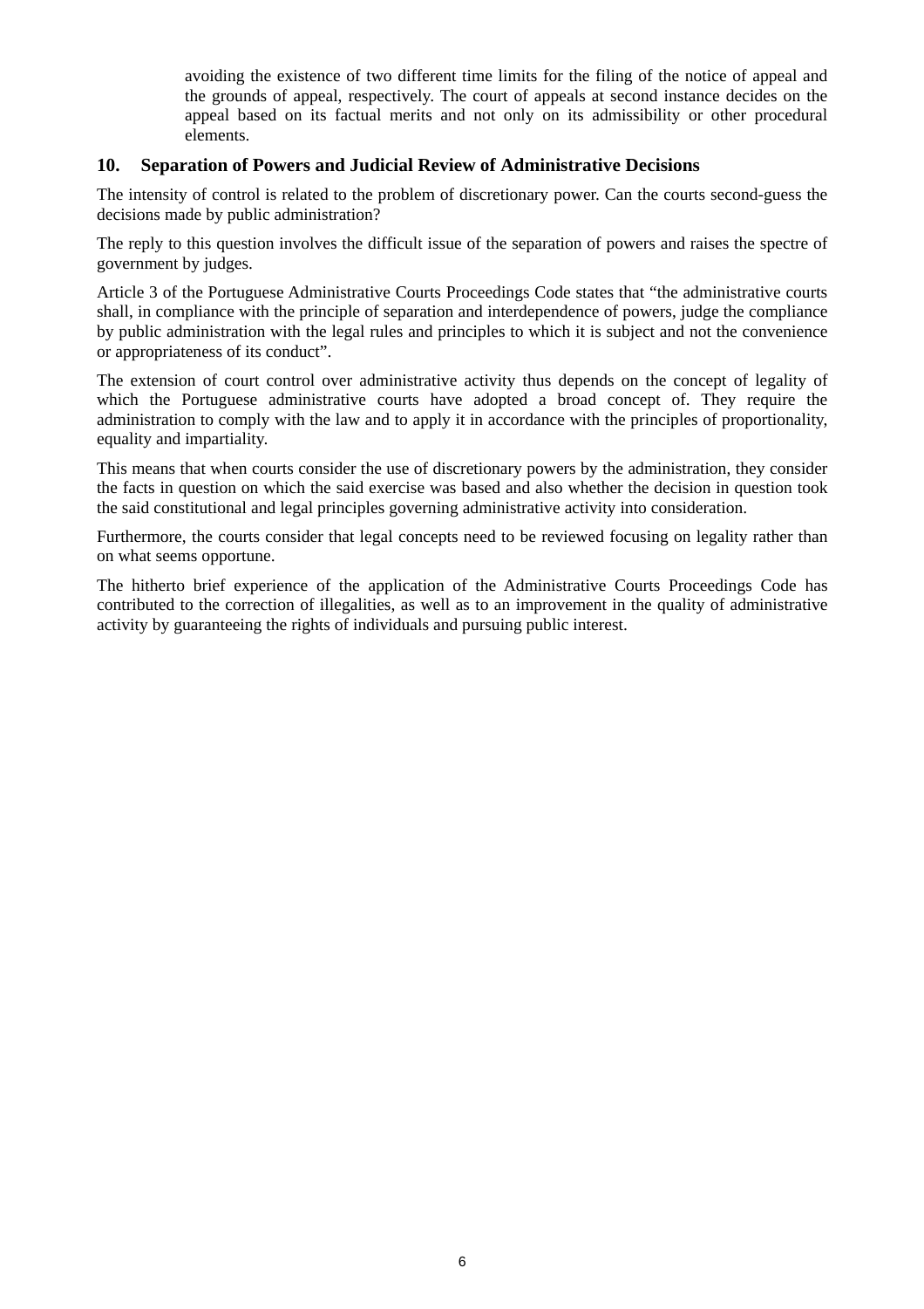avoiding the existence of two different time limits for the filing of the notice of appeal and the grounds of appeal, respectively. The court of appeals at second instance decides on the appeal based on its factual merits and not only on its admissibility or other procedural elements.

## 10. Separation of Powers and Judicial Review of Administrative Decisions

The intensity of control is related to the problem of discretionary power. Can the courts second-guess the decisions made by public administration?

The reply to this question involves the difficult issue of the separation of powers and raises the spectre of government by judges.

Article 3 of the Portuguese Administrative Courts Proceedings Code states that "the administrative courts shall, in compliance with the principle of separation and interdependence of powers, judge the compliance by public administration with the legal rules and principles to which it is subject and not the convenience or appropriateness of its conduct".

The extension of court control over administrative activity thus depends on the concept of legality of which the Portuguese administrative courts have adopted a broad concept of. They require the administration to comply with the law and to apply it in accordance with the principles of proportionality, equality and impartiality.

This means that when courts consider the use of discretionary powers by the administration, they consider the facts in question on which the said exercise was based and also whether the decision in question took the said constitutional and legal principles governing administrative activity into consideration.

Furthermore, the courts consider that legal concepts need to be reviewed focusing on legality rather than on what seems opportune.

The hitherto brief experience of the application of the Administrative Courts Proceedings Code has contributed to the correction of illegalities, as well as to an improvement in the quality of administrative activity by guaranteeing the rights of individuals and pursuing public interest.